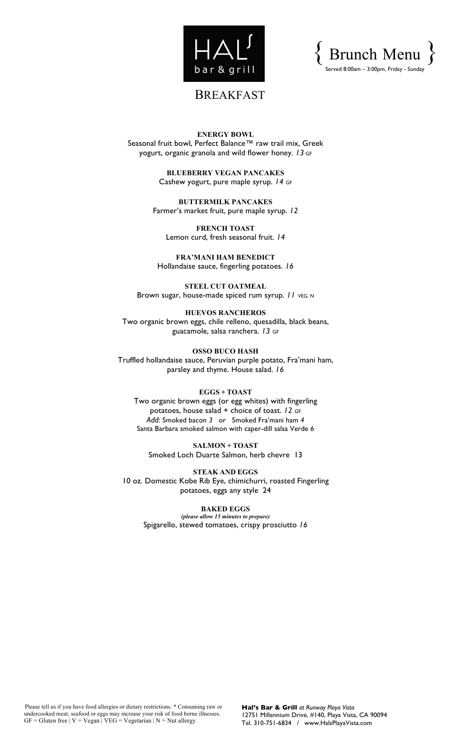# HAL's bar & grill

## { Brunch Menu }

Served 8:00am – 3:00pm, Friday - Sunday

## BREAKFAST

**ENERGY BOWL**
Seasonal fruit bowl, Perfect Balance™ raw trail mix, Greek yogurt, organic granola and wild flower honey. *13* GF

**BLUEBERRY VEGAN PANCAKES**
Cashew yogurt, pure maple syrup. *14* GF

**BUTTERMILK PANCAKES**
Farmer's market fruit, pure maple syrup. *12*

**FRENCH TOAST**
Lemon curd, fresh seasonal fruit. *14*

**FRA'MANI HAM BENEDICT**
Hollandaise sauce, fingerling potatoes. *16*

**STEEL CUT OATMEAL**
Brown sugar, house-made spiced rum syrup. *11* VEG, N

**HUEVOS RANCHEROS**
Two organic brown eggs, chile relleno, quesadilla, black beans, guacamole, salsa ranchera. *13* GF

**OSSO BUCO HASH**
Truffled hollandaise sauce, Peruvian purple potato, Fra'mani ham, parsley and thyme. House salad. *16*

**EGGS + TOAST**
Two organic brown eggs (or egg whites) with fingerling potatoes, house salad + choice of toast. *12* GF
*Add:* Smoked bacon *3* or Smoked Fra'mani ham *4*
Santa Barbara smoked salmon with caper-dill salsa Verde 6

**SALMON + TOAST**
Smoked Loch Duarte Salmon, herb chevre 13

**STEAK AND EGGS**
10 oz. Domestic Kobe Rib Eye, chimichurri, roasted Fingerling potatoes, eggs any style 24

**BAKED EGGS**
***(please allow 15 minutes to prepare)***
Spigarello, stewed tomatoes, crispy prosciutto *16*

Please tell us if you have food allergies or dietary restrictions. * Consuming raw or undercooked meat, seafood or eggs may increase your risk of food borne illnesses.
GF = Gluten free | V = Vegan | VEG = Vegetarian | N = Nut allergy

**Hal's Bar & Grill** *at Runway Playa Vista*
12751 Millennium Drive, #140, Playa Vista, CA 90094
Tel. 310-751-6834 / www.HalsPlayaVista.com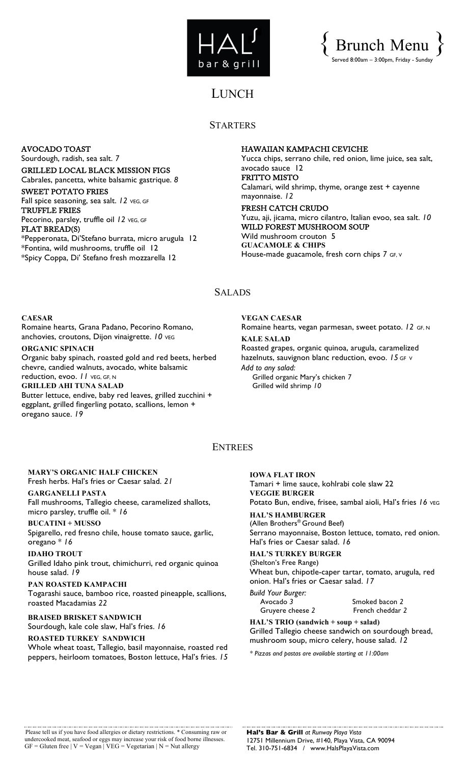HAL' bar & grill

{ Brunch Menu }

Served 8:00am – 3:00pm, Friday - Sunday

# LUNCH

## STARTERS

**AVOCADO TOAST**
Sourdough, radish, sea salt. *7*

**GRILLED LOCAL BLACK MISSION FIGS**
Cabrales, pancetta, white balsamic gastrique. *8*

**SWEET POTATO FRIES**
Fall spice seasoning, sea salt. *12* VEG, GF

**TRUFFLE FRIES**
Pecorino, parsley, truffle oil *12* VEG, GF

**FLAT BREAD(S)**
*Pepperonata, Di'Stefano burrata, micro arugula 12
*Fontina, wild mushrooms, truffle oil 12
*Spicy Coppa, Di' Stefano fresh mozzarella 12

**HAWAIIAN KAMPACHI CEVICHE**
Yucca chips, serrano chile, red onion, lime juice, sea salt, avocado sauce 12

**FRITTO MISTO**
Calamari, wild shrimp, thyme, orange zest + cayenne mayonnaise. *12*

**FRESH CATCH CRUDO**
Yuzu, aji, jicama, micro cilantro, Italian evoo, sea salt. *10*

**WILD FOREST MUSHROOM SOUP**
Wild mushroom crouton 5

**GUACAMOLE & CHIPS**
House-made guacamole, fresh corn chips 7 GF, V

## SALADS

**CAESAR**
Romaine hearts, Grana Padano, Pecorino Romano, anchovies, croutons, Dijon vinaigrette. *10* VEG

**ORGANIC SPINACH**
Organic baby spinach, roasted gold and red beets, herbed chevre, candied walnuts, avocado, white balsamic reduction, evoo. *11* VEG, GF, N

**GRILLED AHI TUNA SALAD**
Butter lettuce, endive, baby red leaves, grilled zucchini + eggplant, grilled fingerling potato, scallions, lemon + oregano sauce. *19*

**VEGAN CAESAR**
Romaine hearts, vegan parmesan, sweet potato. *12* GF, N

**KALE SALAD**
Roasted grapes, organic quinoa, arugula, caramelized hazelnuts, sauvignon blanc reduction, evoo. *15* GF V

*Add to any salad:*
Grilled organic Mary's chicken 7
Grilled wild shrimp *10*

## ENTREES

**MARY'S ORGANIC HALF CHICKEN**
Fresh herbs. Hal's fries or Caesar salad. *21*

**GARGANELLI PASTA**
Fall mushrooms, Tallegio cheese, caramelized shallots, micro parsley, truffle oil. * *16*

**BUCATINI + MUSSO**
Spigarello, red fresno chile, house tomato sauce, garlic, oregano * *16*

**IDAHO TROUT**
Grilled Idaho pink trout, chimichurri, red organic quinoa house salad. *19*

**PAN ROASTED KAMPACHI**
Togarashi sauce, bamboo rice, roasted pineapple, scallions, roasted Macadamias *22*

**BRAISED BRISKET SANDWICH**
Sourdough, kale cole slaw, Hal's fries. *16*

**ROASTED TURKEY SANDWICH**
Whole wheat toast, Tallegio, basil mayonnaise, roasted red peppers, heirloom tomatoes, Boston lettuce, Hal's fries. *15*

**IOWA FLAT IRON**
Tamari + lime sauce, kohlrabi cole slaw 22

**VEGGIE BURGER**
Potato Bun, endive, frisee, sambal aioli, Hal's fries *16* VEG

**HAL'S HAMBURGER**
(Allen Brothers® Ground Beef)
Serrano mayonnaise, Boston lettuce, tomato, red onion. Hal's fries or Caesar salad. *16*

**HAL'S TURKEY BURGER**
(Shelton's Free Range)
Wheat bun, chipotle-caper tartar, tomato, arugula, red onion. Hal's fries or Caesar salad. *17*

*Build Your Burger:*
Avocado *3*
Smoked bacon *2*
Gruyere cheese *2*
French cheddar *2*

**HAL'S TRIO (sandwich + soup + salad)**
Grilled Tallegio cheese sandwich on sourdough bread, mushroom soup, micro celery, house salad. *12*

* *Pizzas and pastas are available starting at 11:00am*

Please tell us if you have food allergies or dietary restrictions. * Consuming raw or undercooked meat, seafood or eggs may increase your risk of food borne illnesses.
GF = Gluten free | V = Vegan | VEG = Vegetarian | N = Nut allergy

**Hal's Bar & Grill** *at Runway Playa Vista*
12751 Millennium Drive, #140, Playa Vista, CA 90094
Tel. 310-751-6834 / www.HalsPlayaVista.com